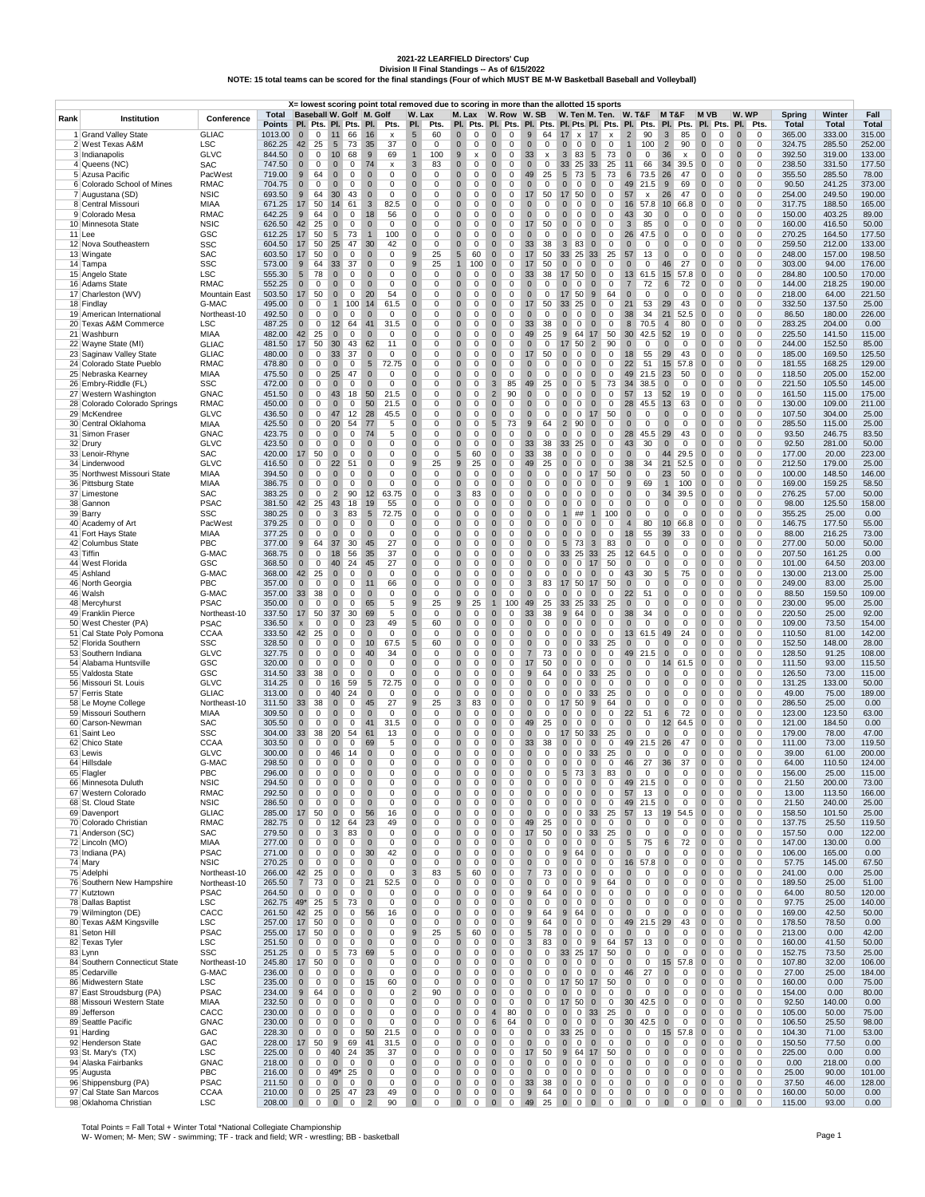# 2021-22 LEARFIELD Directors' Cup

**Division II Final Standings -- As of 6/15/2022**

**NOTE: 15 total teams can be scored for the final standings (Four of which MUST BE M-W Basketball Baseball and Volleyball)**

X= lowest scoring point total removed due to scoring in more than the allotted 15 sports

| Rank | Institution | Conference | Total | Baseball | | W. Golf | | M. Golf | | W. Lax | | M. Lax | | W. Row | | W. SB | | W. Ten | | M. Ten | | W. T&F | | M T&F | | M VB | | W. WP | | Spring | Winter | Fall |
|---|---|---|---|---|---|---|---|---|---|---|---|---|---|---|---|---|---|---|---|---|---|---|---|---|---|---|---|---|---|---|---|---|
| | | | Points | Pl. | Pts. | Pl. | Pts. | Pl. | Pts. | Pl. | Pts. | Pl. | Pts. | Pl. | Pts. | Pl. | Pts. | Pl. | Pts. | Pl. | Pts. | Pl. | Pts. | Pl. | Pts. | Pl. | Pts. | Pl. | Pts. | Total | Total | Total |
| 1 | Grand Valley State | GLIAC | 1013.00 | 0 | 0 | 11 | 66 | 16 | x | 5 | 60 | 0 | 0 | 0 | 0 | 9 | 64 | 17 | x | 17 | x | 2 | 90 | 3 | 85 | 0 | 0 | 0 | 0 | 365.00 | 333.00 | 315.00 |
| 2 | West Texas A&M | LSC | 862.25 | 42 | 25 | 5 | 73 | 35 | 37 | 0 | 0 | 0 | 0 | 0 | 0 | 0 | 0 | 0 | 0 | 0 | 0 | 1 | 100 | 2 | 90 | 0 | 0 | 0 | 0 | 324.75 | 285.50 | 252.00 |
| 3 | Indianapolis | GLVC | 844.50 | 0 | 0 | 10 | 68 | 9 | 69 | 1 | 100 | 9 | x | 0 | 0 | 33 | x | 3 | 83 | 5 | 73 | 0 | 0 | 36 | x | 0 | 0 | 0 | 0 | 392.50 | 319.00 | 133.00 |
| 4 | Queens (NC) | SAC | 747.50 | 0 | 0 | 0 | 0 | 74 | x | 3 | 83 | 0 | 0 | 0 | 0 | 0 | 0 | 33 | 25 | 33 | 25 | 11 | 66 | 34 | 39.5 | 0 | 0 | 0 | 0 | 238.50 | 331.50 | 177.50 |
| 5 | Azusa Pacific | PacWest | 719.00 | 9 | 64 | 0 | 0 | 0 | 0 | 0 | 0 | 0 | 0 | 0 | 0 | 49 | 25 | 5 | 73 | 5 | 73 | 6 | 73.5 | 26 | 47 | 0 | 0 | 0 | 0 | 355.50 | 285.50 | 78.00 |
| 6 | Colorado School of Mines | RMAC | 704.75 | 0 | 0 | 0 | 0 | 0 | 0 | 0 | 0 | 0 | 0 | 0 | 0 | 0 | 0 | 0 | 0 | 0 | 0 | 49 | 21.5 | 9 | 69 | 0 | 0 | 0 | 0 | 90.50 | 241.25 | 373.00 |
| 7 | Augustana (SD) | NSIC | 693.50 | 9 | 64 | 30 | 43 | 0 | 0 | 0 | 0 | 0 | 0 | 0 | 0 | 17 | 50 | 17 | 50 | 0 | 0 | 57 | x | 26 | 47 | 0 | 0 | 0 | 0 | 254.00 | 249.50 | 190.00 |
| 8 | Central Missouri | MIAA | 671.25 | 17 | 50 | 14 | 61 | 3 | 82.5 | 0 | 0 | 0 | 0 | 0 | 0 | 0 | 0 | 0 | 0 | 0 | 0 | 16 | 57.8 | 10 | 66.8 | 0 | 0 | 0 | 0 | 317.75 | 188.50 | 165.00 |
| 9 | Colorado Mesa | RMAC | 642.25 | 9 | 64 | 0 | 0 | 18 | 56 | 0 | 0 | 0 | 0 | 0 | 0 | 0 | 0 | 0 | 0 | 0 | 0 | 43 | 30 | 0 | 0 | 0 | 0 | 0 | 0 | 150.00 | 403.25 | 89.00 |
| 10 | Minnesota State | NSIC | 626.50 | 42 | 25 | 0 | 0 | 0 | 0 | 0 | 0 | 0 | 0 | 0 | 0 | 17 | 50 | 0 | 0 | 0 | 0 | 3 | 85 | 0 | 0 | 0 | 0 | 0 | 0 | 160.00 | 416.50 | 50.00 |
| 11 | Lee | GSC | 612.25 | 17 | 50 | 5 | 73 | 1 | 100 | 0 | 0 | 0 | 0 | 0 | 0 | 0 | 0 | 0 | 0 | 0 | 0 | 26 | 47.5 | 0 | 0 | 0 | 0 | 0 | 0 | 270.25 | 164.50 | 177.50 |
| 12 | Nova Southeastern | SSC | 604.50 | 17 | 50 | 25 | 47 | 30 | 42 | 0 | 0 | 0 | 0 | 0 | 0 | 33 | 38 | 3 | 83 | 0 | 0 | 0 | 0 | 0 | 0 | 0 | 0 | 0 | 0 | 259.50 | 212.00 | 133.00 |
| 13 | Wingate | SAC | 603.50 | 17 | 50 | 0 | 0 | 0 | 0 | 9 | 25 | 5 | 60 | 0 | 0 | 17 | 50 | 33 | 25 | 33 | 25 | 57 | 13 | 0 | 0 | 0 | 0 | 0 | 0 | 248.00 | 157.00 | 198.50 |
| 14 | Tampa | SSC | 573.00 | 9 | 64 | 33 | 37 | 0 | 0 | 9 | 25 | 1 | 100 | 0 | 0 | 17 | 50 | 0 | 0 | 0 | 0 | 0 | 0 | 46 | 27 | 0 | 0 | 0 | 0 | 303.00 | 94.00 | 176.00 |
| 15 | Angelo State | LSC | 555.30 | 5 | 78 | 0 | 0 | 0 | 0 | 0 | 0 | 0 | 0 | 0 | 0 | 33 | 38 | 17 | 50 | 0 | 0 | 13 | 61.5 | 15 | 57.8 | 0 | 0 | 0 | 0 | 284.80 | 100.50 | 170.00 |
| 16 | Adams State | RMAC | 552.25 | 0 | 0 | 0 | 0 | 0 | 0 | 0 | 0 | 0 | 0 | 0 | 0 | 0 | 0 | 0 | 0 | 0 | 0 | 7 | 72 | 6 | 72 | 0 | 0 | 0 | 0 | 144.00 | 218.25 | 190.00 |
| 17 | Charleston (WV) | Mountain East | 503.50 | 17 | 50 | 0 | 0 | 20 | 54 | 0 | 0 | 0 | 0 | 0 | 0 | 0 | 0 | 17 | 50 | 9 | 64 | 0 | 0 | 0 | 0 | 0 | 0 | 0 | 0 | 218.00 | 64.00 | 221.50 |
| 18 | Findlay | G-MAC | 495.00 | 0 | 0 | 1 | 100 | 14 | 61.5 | 0 | 0 | 0 | 0 | 0 | 0 | 17 | 50 | 33 | 25 | 0 | 0 | 21 | 53 | 29 | 43 | 0 | 0 | 0 | 0 | 332.50 | 137.50 | 25.00 |
| 19 | American International | Northeast-10 | 492.50 | 0 | 0 | 0 | 0 | 0 | 0 | 0 | 0 | 0 | 0 | 0 | 0 | 0 | 0 | 0 | 0 | 0 | 0 | 38 | 34 | 21 | 52.5 | 0 | 0 | 0 | 0 | 86.50 | 180.00 | 226.00 |
| 20 | Texas A&M Commerce | LSC | 487.25 | 0 | 0 | 12 | 64 | 41 | 31.5 | 0 | 0 | 0 | 0 | 0 | 0 | 33 | 38 | 0 | 0 | 0 | 0 | 8 | 70.5 | 4 | 80 | 0 | 0 | 0 | 0 | 283.25 | 204.00 | 0.00 |
| 21 | Washburn | MIAA | 482.00 | 42 | 25 | 0 | 0 | 0 | 0 | 0 | 0 | 0 | 0 | 0 | 0 | 49 | 25 | 9 | 64 | 17 | 50 | 30 | 42.5 | 52 | 19 | 0 | 0 | 0 | 0 | 225.50 | 141.50 | 115.00 |
| 22 | Wayne State (MI) | GLIAC | 481.50 | 17 | 50 | 30 | 43 | 62 | 11 | 0 | 0 | 0 | 0 | 0 | 0 | 0 | 0 | 17 | 50 | 2 | 90 | 0 | 0 | 0 | 0 | 0 | 0 | 0 | 0 | 244.00 | 152.50 | 85.00 |
| 23 | Saginaw Valley State | GLIAC | 480.00 | 0 | 0 | 33 | 37 | 0 | 0 | 0 | 0 | 0 | 0 | 0 | 0 | 17 | 50 | 0 | 0 | 0 | 0 | 18 | 55 | 29 | 43 | 0 | 0 | 0 | 0 | 185.00 | 169.50 | 125.50 |
| 24 | Colorado State Pueblo | RMAC | 478.80 | 0 | 0 | 0 | 0 | 5 | 72.75 | 0 | 0 | 0 | 0 | 0 | 0 | 0 | 0 | 0 | 0 | 0 | 0 | 22 | 51 | 15 | 57.8 | 0 | 0 | 0 | 0 | 181.55 | 168.25 | 129.00 |
| 25 | Nebraska Kearney | MIAA | 475.50 | 0 | 0 | 25 | 47 | 0 | 0 | 0 | 0 | 0 | 0 | 0 | 0 | 0 | 0 | 0 | 0 | 0 | 0 | 49 | 21.5 | 23 | 50 | 0 | 0 | 0 | 0 | 118.50 | 205.00 | 152.00 |
| 26 | Embry-Riddle (FL) | SSC | 472.00 | 0 | 0 | 0 | 0 | 0 | 0 | 0 | 0 | 0 | 0 | 3 | 85 | 49 | 25 | 0 | 0 | 5 | 73 | 34 | 38.5 | 0 | 0 | 0 | 0 | 0 | 0 | 221.50 | 105.50 | 145.00 |
| 27 | Western Washington | GNAC | 451.50 | 0 | 0 | 43 | 18 | 50 | 21.5 | 0 | 0 | 0 | 0 | 2 | 90 | 0 | 0 | 0 | 0 | 0 | 0 | 57 | 13 | 52 | 19 | 0 | 0 | 0 | 0 | 161.50 | 115.00 | 175.00 |
| 28 | Colorado Colorado Springs | RMAC | 450.00 | 0 | 0 | 0 | 0 | 50 | 21.5 | 0 | 0 | 0 | 0 | 0 | 0 | 0 | 0 | 0 | 0 | 0 | 0 | 28 | 45.5 | 13 | 63 | 0 | 0 | 0 | 0 | 130.00 | 109.00 | 211.00 |
| 29 | McKendree | GLVC | 436.50 | 0 | 0 | 47 | 12 | 28 | 45.5 | 0 | 0 | 0 | 0 | 0 | 0 | 0 | 0 | 0 | 0 | 17 | 50 | 0 | 0 | 0 | 0 | 0 | 0 | 0 | 0 | 107.50 | 304.00 | 25.00 |
| 30 | Central Oklahoma | MIAA | 425.50 | 0 | 0 | 20 | 54 | 77 | 5 | 0 | 0 | 0 | 0 | 5 | 73 | 9 | 64 | 2 | 90 | 0 | 0 | 0 | 0 | 0 | 0 | 0 | 0 | 0 | 0 | 285.50 | 115.00 | 25.00 |
| 31 | Simon Fraser | GNAC | 423.75 | 0 | 0 | 0 | 0 | 74 | 5 | 0 | 0 | 0 | 0 | 0 | 0 | 0 | 0 | 0 | 0 | 0 | 0 | 28 | 45.5 | 29 | 43 | 0 | 0 | 0 | 0 | 93.50 | 246.75 | 83.50 |
| 32 | Drury | GLVC | 423.50 | 0 | 0 | 0 | 0 | 0 | 0 | 0 | 0 | 0 | 0 | 0 | 0 | 33 | 38 | 33 | 25 | 0 | 0 | 43 | 30 | 0 | 0 | 0 | 0 | 0 | 0 | 92.50 | 281.00 | 50.00 |
| 33 | Lenoir-Rhyne | SAC | 420.00 | 17 | 50 | 0 | 0 | 0 | 0 | 0 | 0 | 5 | 60 | 0 | 0 | 33 | 38 | 0 | 0 | 0 | 0 | 0 | 0 | 44 | 29.5 | 0 | 0 | 0 | 0 | 177.00 | 20.00 | 223.00 |
| 34 | Lindenwood | GLVC | 416.50 | 0 | 0 | 22 | 51 | 0 | 0 | 9 | 25 | 9 | 25 | 0 | 0 | 49 | 25 | 0 | 0 | 0 | 0 | 38 | 34 | 21 | 52.5 | 0 | 0 | 0 | 0 | 212.50 | 179.00 | 25.00 |
| 35 | Northwest Missouri State | MIAA | 394.50 | 0 | 0 | 0 | 0 | 0 | 0 | 0 | 0 | 0 | 0 | 0 | 0 | 0 | 0 | 0 | 0 | 17 | 50 | 0 | 0 | 23 | 50 | 0 | 0 | 0 | 0 | 100.00 | 148.50 | 146.00 |
| 36 | Pittsburg State | MIAA | 386.75 | 0 | 0 | 0 | 0 | 0 | 0 | 0 | 0 | 0 | 0 | 0 | 0 | 0 | 0 | 0 | 0 | 0 | 0 | 9 | 69 | 1 | 100 | 0 | 0 | 0 | 0 | 169.00 | 159.25 | 58.50 |
| 37 | Limestone | SAC | 383.25 | 0 | 0 | 2 | 90 | 12 | 63.75 | 0 | 0 | 3 | 83 | 0 | 0 | 0 | 0 | 0 | 0 | 0 | 0 | 0 | 0 | 34 | 39.5 | 0 | 0 | 0 | 0 | 276.25 | 57.00 | 50.00 |
| 38 | Gannon | PSAC | 381.50 | 42 | 25 | 43 | 18 | 19 | 55 | 0 | 0 | 0 | 0 | 0 | 0 | 0 | 0 | 0 | 0 | 0 | 0 | 0 | 0 | 0 | 0 | 0 | 0 | 0 | 0 | 98.00 | 125.50 | 158.00 |
| 39 | Barry | SSC | 380.25 | 0 | 0 | 3 | 83 | 5 | 72.75 | 0 | 0 | 0 | 0 | 0 | 0 | 0 | 0 | 1 | ## | 1 | 100 | 0 | 0 | 0 | 0 | 0 | 0 | 0 | 0 | 355.25 | 25.00 | 0.00 |
| 40 | Academy of Art | PacWest | 379.25 | 0 | 0 | 0 | 0 | 0 | 0 | 0 | 0 | 0 | 0 | 0 | 0 | 0 | 0 | 0 | 0 | 0 | 0 | 4 | 80 | 10 | 66.8 | 0 | 0 | 0 | 0 | 146.75 | 177.50 | 55.00 |
| 41 | Fort Hays State | MIAA | 377.25 | 0 | 0 | 0 | 0 | 0 | 0 | 0 | 0 | 0 | 0 | 0 | 0 | 0 | 0 | 0 | 0 | 0 | 0 | 18 | 55 | 39 | 33 | 0 | 0 | 0 | 0 | 88.00 | 216.25 | 73.00 |
| 42 | Columbus State | PBC | 377.00 | 9 | 64 | 37 | 30 | 45 | 27 | 0 | 0 | 0 | 0 | 0 | 0 | 0 | 0 | 5 | 73 | 3 | 83 | 0 | 0 | 0 | 0 | 0 | 0 | 0 | 0 | 277.00 | 50.00 | 50.00 |
| 43 | Tiffin | G-MAC | 368.75 | 0 | 0 | 18 | 56 | 35 | 37 | 0 | 0 | 0 | 0 | 0 | 0 | 0 | 0 | 33 | 25 | 33 | 25 | 12 | 64.5 | 0 | 0 | 0 | 0 | 0 | 0 | 207.50 | 161.25 | 0.00 |
| 44 | West Florida | GSC | 368.50 | 0 | 0 | 40 | 24 | 45 | 27 | 0 | 0 | 0 | 0 | 0 | 0 | 0 | 0 | 0 | 0 | 17 | 50 | 0 | 0 | 0 | 0 | 0 | 0 | 0 | 0 | 101.00 | 64.50 | 203.00 |
| 45 | Ashland | G-MAC | 368.00 | 42 | 25 | 0 | 0 | 0 | 0 | 0 | 0 | 0 | 0 | 0 | 0 | 0 | 0 | 0 | 0 | 0 | 0 | 43 | 30 | 5 | 75 | 0 | 0 | 0 | 0 | 130.00 | 213.00 | 25.00 |
| 46 | North Georgia | PBC | 357.00 | 0 | 0 | 0 | 0 | 11 | 66 | 0 | 0 | 0 | 0 | 0 | 0 | 3 | 83 | 17 | 50 | 17 | 50 | 0 | 0 | 0 | 0 | 0 | 0 | 0 | 0 | 249.00 | 83.00 | 25.00 |
| 46 | Walsh | G-MAC | 357.00 | 33 | 38 | 0 | 0 | 0 | 0 | 0 | 0 | 0 | 0 | 0 | 0 | 0 | 0 | 0 | 0 | 0 | 0 | 22 | 51 | 0 | 0 | 0 | 0 | 0 | 0 | 88.50 | 159.50 | 109.00 |
| 48 | Mercyhurst | PSAC | 350.00 | 0 | 0 | 0 | 0 | 65 | 5 | 9 | 25 | 9 | 25 | 1 | 100 | 49 | 25 | 33 | 25 | 33 | 25 | 0 | 0 | 0 | 0 | 0 | 0 | 0 | 0 | 230.00 | 95.00 | 25.00 |
| 49 | Franklin Pierce | Northeast-10 | 337.50 | 17 | 50 | 37 | 30 | 69 | 5 | 0 | 0 | 0 | 0 | 0 | 0 | 33 | 38 | 9 | 64 | 0 | 0 | 38 | 34 | 0 | 0 | 0 | 0 | 0 | 0 | 220.50 | 25.00 | 92.00 |
| 50 | West Chester (PA) | PSAC | 336.50 | x | 0 | 0 | 0 | 23 | 49 | 5 | 60 | 0 | 0 | 0 | 0 | 0 | 0 | 0 | 0 | 0 | 0 | 0 | 0 | 0 | 0 | 0 | 0 | 0 | 0 | 109.00 | 73.50 | 154.00 |
| 51 | Cal State Poly Pomona | CCAA | 333.50 | 42 | 25 | 0 | 0 | 0 | 0 | 0 | 0 | 0 | 0 | 0 | 0 | 0 | 0 | 0 | 0 | 0 | 0 | 13 | 61.5 | 49 | 24 | 0 | 0 | 0 | 0 | 110.50 | 81.00 | 142.00 |
| 52 | Florida Southern | SSC | 328.50 | 0 | 0 | 0 | 0 | 10 | 67.5 | 5 | 60 | 0 | 0 | 0 | 0 | 0 | 0 | 0 | 0 | 33 | 25 | 0 | 0 | 0 | 0 | 0 | 0 | 0 | 0 | 152.50 | 148.00 | 28.00 |
| 53 | Southern Indiana | GLVC | 327.75 | 0 | 0 | 0 | 0 | 40 | 34 | 0 | 0 | 0 | 0 | 0 | 0 | 7 | 73 | 0 | 0 | 0 | 0 | 49 | 21.5 | 0 | 0 | 0 | 0 | 0 | 0 | 128.50 | 91.25 | 108.00 |
| 54 | Alabama Huntsville | GSC | 320.00 | 0 | 0 | 0 | 0 | 0 | 0 | 0 | 0 | 0 | 0 | 0 | 0 | 17 | 50 | 0 | 0 | 0 | 0 | 0 | 0 | 14 | 61.5 | 0 | 0 | 0 | 0 | 111.50 | 93.00 | 115.50 |
| 55 | Valdosta State | GSC | 314.50 | 33 | 38 | 0 | 0 | 0 | 0 | 0 | 0 | 0 | 0 | 0 | 0 | 9 | 64 | 0 | 0 | 33 | 25 | 0 | 0 | 0 | 0 | 0 | 0 | 0 | 0 | 126.50 | 73.00 | 115.00 |
| 56 | Missouri St. Louis | GLVC | 314.25 | 0 | 0 | 16 | 59 | 5 | 72.75 | 0 | 0 | 0 | 0 | 0 | 0 | 0 | 0 | 0 | 0 | 0 | 0 | 0 | 0 | 0 | 0 | 0 | 0 | 0 | 0 | 131.25 | 133.00 | 50.00 |
| 57 | Ferris State | GLIAC | 313.00 | 0 | 0 | 40 | 24 | 0 | 0 | 0 | 0 | 0 | 0 | 0 | 0 | 0 | 0 | 0 | 0 | 33 | 25 | 0 | 0 | 0 | 0 | 0 | 0 | 0 | 0 | 49.00 | 75.00 | 189.00 |
| 58 | Le Moyne College | Northeast-10 | 311.50 | 33 | 38 | 0 | 0 | 45 | 27 | 9 | 25 | 3 | 83 | 0 | 0 | 0 | 0 | 17 | 50 | 9 | 64 | 0 | 0 | 0 | 0 | 0 | 0 | 0 | 0 | 286.50 | 25.00 | 0.00 |
| 59 | Missouri Southern | MIAA | 309.50 | 0 | 0 | 0 | 0 | 0 | 0 | 0 | 0 | 0 | 0 | 0 | 0 | 0 | 0 | 0 | 0 | 0 | 0 | 22 | 51 | 6 | 72 | 0 | 0 | 0 | 0 | 123.00 | 123.50 | 63.00 |
| 60 | Carson-Newman | SAC | 305.50 | 0 | 0 | 0 | 0 | 41 | 31.5 | 0 | 0 | 0 | 0 | 0 | 0 | 49 | 25 | 0 | 0 | 0 | 0 | 0 | 0 | 12 | 64.5 | 0 | 0 | 0 | 0 | 121.00 | 184.50 | 0.00 |
| 61 | Saint Leo | SSC | 304.00 | 33 | 38 | 20 | 54 | 61 | 13 | 0 | 0 | 0 | 0 | 0 | 0 | 0 | 0 | 17 | 50 | 33 | 25 | 0 | 0 | 0 | 0 | 0 | 0 | 0 | 0 | 179.00 | 78.00 | 47.00 |
| 62 | Chico State | CCAA | 303.50 | 0 | 0 | 0 | 0 | 69 | 5 | 0 | 0 | 0 | 0 | 0 | 0 | 33 | 38 | 0 | 0 | 0 | 0 | 49 | 21.5 | 26 | 47 | 0 | 0 | 0 | 0 | 111.00 | 73.00 | 119.50 |
| 63 | Lewis | GLVC | 300.00 | 0 | 0 | 46 | 14 | 0 | 0 | 0 | 0 | 0 | 0 | 0 | 0 | 0 | 0 | 0 | 0 | 33 | 25 | 0 | 0 | 0 | 0 | 0 | 0 | 0 | 0 | 39.00 | 61.00 | 200.00 |
| 64 | Hillsdale | G-MAC | 298.50 | 0 | 0 | 0 | 0 | 0 | 0 | 0 | 0 | 0 | 0 | 0 | 0 | 0 | 0 | 0 | 0 | 0 | 0 | 46 | 27 | 36 | 37 | 0 | 0 | 0 | 0 | 64.00 | 110.50 | 124.00 |
| 65 | Flagler | PBC | 296.00 | 0 | 0 | 0 | 0 | 0 | 0 | 0 | 0 | 0 | 0 | 0 | 0 | 0 | 0 | 5 | 73 | 3 | 83 | 0 | 0 | 0 | 0 | 0 | 0 | 0 | 0 | 156.00 | 25.00 | 115.00 |
| 66 | Minnesota Duluth | NSIC | 294.50 | 0 | 0 | 0 | 0 | 0 | 0 | 0 | 0 | 0 | 0 | 0 | 0 | 0 | 0 | 0 | 0 | 0 | 0 | 49 | 21.5 | 0 | 0 | 0 | 0 | 0 | 0 | 21.50 | 200.00 | 73.00 |
| 67 | Western Colorado | RMAC | 292.50 | 0 | 0 | 0 | 0 | 0 | 0 | 0 | 0 | 0 | 0 | 0 | 0 | 0 | 0 | 0 | 0 | 0 | 0 | 57 | 13 | 0 | 0 | 0 | 0 | 0 | 0 | 13.00 | 113.50 | 166.00 |
| 68 | St. Cloud State | NSIC | 286.50 | 0 | 0 | 0 | 0 | 0 | 0 | 0 | 0 | 0 | 0 | 0 | 0 | 0 | 0 | 0 | 0 | 0 | 0 | 49 | 21.5 | 0 | 0 | 0 | 0 | 0 | 0 | 21.50 | 240.00 | 25.00 |
| 69 | Davenport | GLIAC | 285.00 | 17 | 50 | 0 | 0 | 56 | 16 | 0 | 0 | 0 | 0 | 0 | 0 | 0 | 0 | 0 | 0 | 33 | 25 | 57 | 13 | 19 | 54.5 | 0 | 0 | 0 | 0 | 158.50 | 101.50 | 25.00 |
| 70 | Colorado Christian | RMAC | 282.75 | 0 | 0 | 12 | 64 | 23 | 49 | 0 | 0 | 0 | 0 | 0 | 0 | 49 | 25 | 0 | 0 | 0 | 0 | 0 | 0 | 0 | 0 | 0 | 0 | 0 | 0 | 137.75 | 25.50 | 119.50 |
| 71 | Anderson (SC) | SAC | 279.50 | 0 | 0 | 3 | 83 | 0 | 0 | 0 | 0 | 0 | 0 | 0 | 0 | 17 | 50 | 0 | 0 | 33 | 25 | 0 | 0 | 0 | 0 | 0 | 0 | 0 | 0 | 157.50 | 0.00 | 122.00 |
| 72 | Lincoln (MO) | MIAA | 277.00 | 0 | 0 | 0 | 0 | 0 | 0 | 0 | 0 | 0 | 0 | 0 | 0 | 0 | 0 | 0 | 0 | 0 | 0 | 5 | 75 | 6 | 72 | 0 | 0 | 0 | 0 | 147.00 | 130.00 | 0.00 |
| 73 | Indiana (PA) | PSAC | 271.00 | 0 | 0 | 0 | 0 | 30 | 42 | 0 | 0 | 0 | 0 | 0 | 0 | 0 | 0 | 9 | 64 | 0 | 0 | 0 | 0 | 0 | 0 | 0 | 0 | 0 | 0 | 106.00 | 165.00 | 0.00 |
| 74 | Mary | NSIC | 270.25 | 0 | 0 | 0 | 0 | 0 | 0 | 0 | 0 | 0 | 0 | 0 | 0 | 0 | 0 | 0 | 0 | 0 | 0 | 16 | 57.8 | 0 | 0 | 0 | 0 | 0 | 0 | 57.75 | 145.00 | 67.50 |
| 75 | Adelphi | Northeast-10 | 266.00 | 42 | 25 | 0 | 0 | 0 | 0 | 3 | 83 | 5 | 60 | 0 | 0 | 7 | 73 | 0 | 0 | 0 | 0 | 0 | 0 | 0 | 0 | 0 | 0 | 0 | 0 | 241.00 | 0.00 | 25.00 |
| 76 | Southern New Hampshire | Northeast-10 | 265.50 | 7 | 73 | 0 | 0 | 21 | 52.5 | 0 | 0 | 0 | 0 | 0 | 0 | 0 | 0 | 0 | 0 | 9 | 64 | 0 | 0 | 0 | 0 | 0 | 0 | 0 | 0 | 189.50 | 25.00 | 51.00 |
| 77 | Kutztown | PSAC | 264.50 | 0 | 0 | 0 | 0 | 0 | 0 | 0 | 0 | 0 | 0 | 0 | 0 | 9 | 64 | 0 | 0 | 0 | 0 | 0 | 0 | 0 | 0 | 0 | 0 | 0 | 0 | 64.00 | 80.50 | 120.00 |
| 78 | Dallas Baptist | LSC | 262.75 | 49* | 25 | 5 | 73 | 0 | 0 | 0 | 0 | 0 | 0 | 0 | 0 | 0 | 0 | 0 | 0 | 0 | 0 | 0 | 0 | 0 | 0 | 0 | 0 | 0 | 0 | 97.75 | 25.00 | 140.00 |
| 79 | Wilmington (DE) | CACC | 261.50 | 42 | 25 | 0 | 0 | 56 | 16 | 0 | 0 | 0 | 0 | 0 | 0 | 9 | 64 | 9 | 64 | 0 | 0 | 0 | 0 | 0 | 0 | 0 | 0 | 0 | 0 | 169.00 | 42.50 | 50.00 |
| 80 | Texas A&M Kingsville | LSC | 257.00 | 17 | 50 | 0 | 0 | 0 | 0 | 0 | 0 | 0 | 0 | 0 | 0 | 9 | 64 | 0 | 0 | 0 | 0 | 49 | 21.5 | 29 | 43 | 0 | 0 | 0 | 0 | 178.50 | 78.50 | 0.00 |
| 81 | Seton Hill | PSAC | 255.00 | 17 | 50 | 0 | 0 | 0 | 0 | 9 | 25 | 5 | 60 | 0 | 0 | 5 | 78 | 0 | 0 | 0 | 0 | 0 | 0 | 0 | 0 | 0 | 0 | 0 | 0 | 213.00 | 0.00 | 42.00 |
| 82 | Texas Tyler | LSC | 251.50 | 0 | 0 | 0 | 0 | 0 | 0 | 0 | 0 | 0 | 0 | 0 | 0 | 3 | 83 | 0 | 0 | 9 | 64 | 57 | 13 | 0 | 0 | 0 | 0 | 0 | 0 | 160.00 | 41.50 | 50.00 |
| 83 | Lynn | SSC | 251.25 | 0 | 0 | 5 | 73 | 69 | 5 | 0 | 0 | 0 | 0 | 0 | 0 | 0 | 0 | 33 | 25 | 17 | 50 | 0 | 0 | 0 | 0 | 0 | 0 | 0 | 0 | 152.75 | 73.50 | 25.00 |
| 84 | Southern Connecticut State | Northeast-10 | 245.80 | 17 | 50 | 0 | 0 | 0 | 0 | 0 | 0 | 0 | 0 | 0 | 0 | 0 | 0 | 0 | 0 | 0 | 0 | 0 | 0 | 15 | 57.8 | 0 | 0 | 0 | 0 | 107.80 | 32.00 | 106.00 |
| 85 | Cedarville | G-MAC | 236.00 | 0 | 0 | 0 | 0 | 0 | 0 | 0 | 0 | 0 | 0 | 0 | 0 | 0 | 0 | 0 | 0 | 0 | 0 | 46 | 27 | 0 | 0 | 0 | 0 | 0 | 0 | 27.00 | 25.00 | 184.00 |
| 86 | Midwestern State | LSC | 235.00 | 0 | 0 | 0 | 0 | 15 | 60 | 0 | 0 | 0 | 0 | 0 | 0 | 0 | 0 | 17 | 50 | 17 | 50 | 0 | 0 | 0 | 0 | 0 | 0 | 0 | 0 | 160.00 | 0.00 | 75.00 |
| 87 | East Stroudsburg (PA) | PSAC | 234.00 | 9 | 64 | 0 | 0 | 0 | 0 | 2 | 90 | 0 | 0 | 0 | 0 | 0 | 0 | 0 | 0 | 0 | 0 | 0 | 0 | 0 | 0 | 0 | 0 | 0 | 0 | 154.00 | 0.00 | 80.00 |
| 88 | Missouri Western State | MIAA | 232.50 | 0 | 0 | 0 | 0 | 0 | 0 | 0 | 0 | 0 | 0 | 0 | 0 | 0 | 0 | 17 | 50 | 0 | 0 | 30 | 42.5 | 0 | 0 | 0 | 0 | 0 | 0 | 92.50 | 140.00 | 0.00 |
| 89 | Jefferson | CACC | 230.00 | 0 | 0 | 0 | 0 | 0 | 0 | 0 | 0 | 0 | 0 | 4 | 80 | 0 | 0 | 0 | 0 | 33 | 25 | 0 | 0 | 0 | 0 | 0 | 0 | 0 | 0 | 105.00 | 50.00 | 75.00 |
| 89 | Seattle Pacific | GNAC | 230.00 | 0 | 0 | 0 | 0 | 0 | 0 | 0 | 0 | 0 | 0 | 0 | 0 | 6 | 64 | 0 | 0 | 0 | 0 | 30 | 42.5 | 0 | 0 | 0 | 0 | 0 | 0 | 106.50 | 25.50 | 98.00 |
| 91 | Harding | GAC | 228.30 | 0 | 0 | 0 | 0 | 50 | 21.5 | 0 | 0 | 0 | 0 | 0 | 0 | 0 | 0 | 33 | 25 | 0 | 0 | 0 | 0 | 15 | 57.8 | 0 | 0 | 0 | 0 | 104.30 | 71.00 | 53.00 |
| 92 | Henderson State | GAC | 228.00 | 17 | 50 | 9 | 69 | 41 | 31.5 | 0 | 0 | 0 | 0 | 0 | 0 | 0 | 0 | 0 | 0 | 0 | 0 | 0 | 0 | 0 | 0 | 0 | 0 | 0 | 0 | 150.50 | 77.50 | 0.00 |
| 93 | St. Mary's (TX) | LSC | 225.00 | 0 | 0 | 40 | 24 | 35 | 37 | 0 | 0 | 0 | 0 | 0 | 0 | 17 | 50 | 9 | 64 | 17 | 50 | 0 | 0 | 0 | 0 | 0 | 0 | 0 | 0 | 225.00 | 0.00 | 0.00 |
| 94 | Alaska Fairbanks | GNAC | 218.00 | 0 | 0 | 0 | 0 | 0 | 0 | 0 | 0 | 0 | 0 | 0 | 0 | 0 | 0 | 0 | 0 | 0 | 0 | 0 | 0 | 0 | 0 | 0 | 0 | 0 | 0 | 0.00 | 218.00 | 0.00 |
| 95 | Augusta | PBC | 216.00 | 0 | 0 | 49* | 25 | 0 | 0 | 0 | 0 | 0 | 0 | 0 | 0 | 0 | 0 | 0 | 0 | 0 | 0 | 0 | 0 | 0 | 0 | 0 | 0 | 0 | 0 | 25.00 | 90.00 | 101.00 |
| 96 | Shippensburg (PA) | PSAC | 211.50 | 0 | 0 | 0 | 0 | 0 | 0 | 0 | 0 | 0 | 0 | 0 | 0 | 33 | 38 | 0 | 0 | 0 | 0 | 0 | 0 | 0 | 0 | 0 | 0 | 0 | 0 | 37.50 | 46.00 | 128.00 |
| 97 | Cal State San Marcos | CCAA | 210.00 | 0 | 0 | 25 | 47 | 23 | 49 | 0 | 0 | 0 | 0 | 0 | 0 | 9 | 64 | 0 | 0 | 0 | 0 | 0 | 0 | 0 | 0 | 0 | 0 | 0 | 0 | 160.00 | 50.00 | 0.00 |
| 98 | Oklahoma Christian | LSC | 208.00 | 0 | 0 | 0 | 0 | 2 | 90 | 0 | 0 | 0 | 0 | 0 | 0 | 49 | 25 | 0 | 0 | 0 | 0 | 0 | 0 | 0 | 0 | 0 | 0 | 0 | 0 | 115.00 | 93.00 | 0.00 |

Total Points = Fall Total + Winter Total *National Collegiate Championship

W- Women; M- Men; SW - swimming; TF - track and field; WR - wrestling; BB - basketball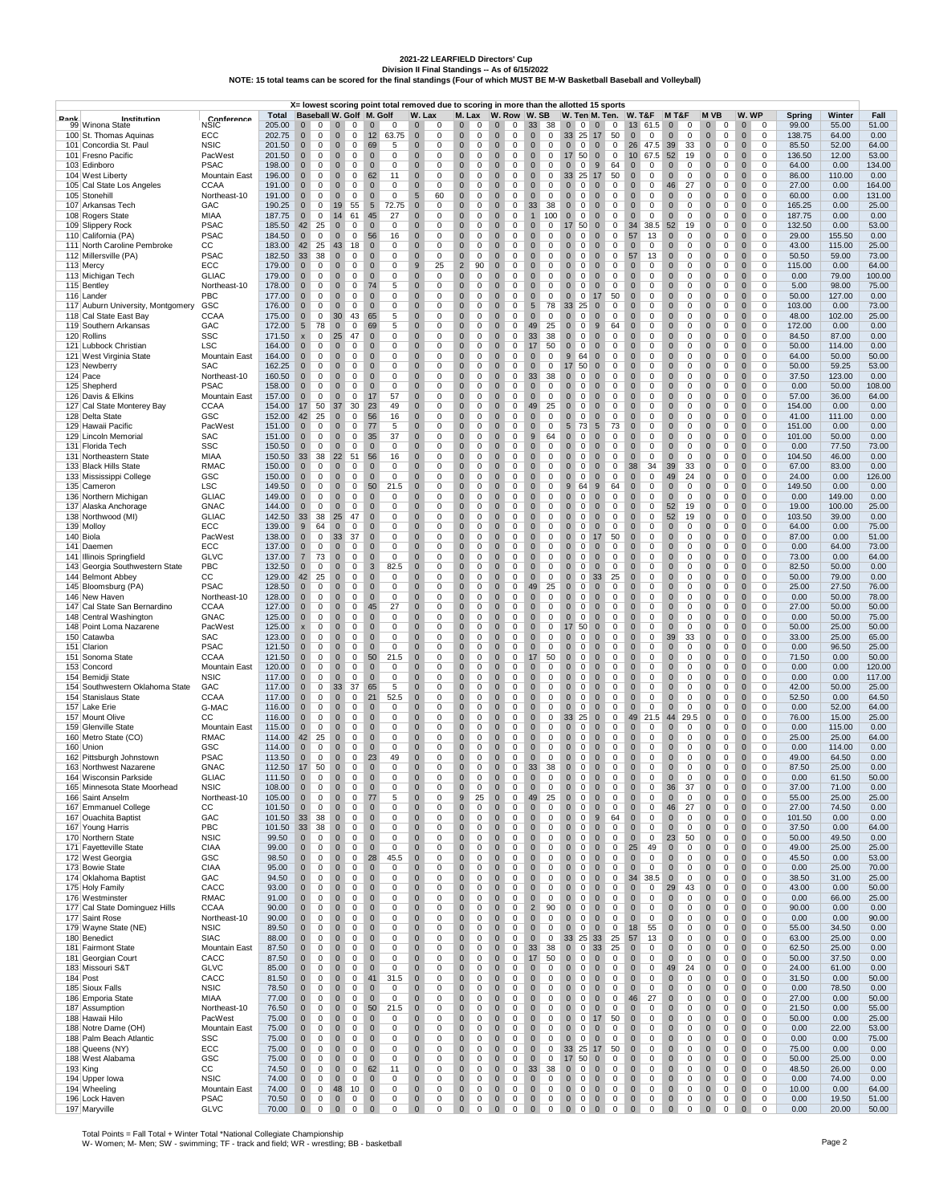# 2021-22 LEARFIELD Directors' Cup

**Division II Final Standings -- As of 6/15/2022**

**NOTE: 15 total teams can be scored for the final standings (Four of which MUST BE M-W Basketball Baseball and Volleyball)**

X= lowest scoring point total removed due to scoring in more than the allotted 15 sports

| Rank | Institution | Conference | Total | Baseball | | W. Golf | | M. Golf | | W. Lax | | M. Lax | | W. Row | | W. SB | | W. Ten | | M. Ten | | W. T&F | | M T&F | | M VB | | W. WP | | Spring | Winter | Fall |
|---|---|---|---|---|---|---|---|---|---|---|---|---|---|---|---|---|---|---|---|---|---|---|---|---|---|---|---|---|---|---|---|---|
| 99 | Winona State | NSIC | 205.00 | 0 | 0 | 0 | 0 | 0 | 0 | 0 | 0 | 0 | 0 | 0 | 0 | 33 | 38 | 0 | 0 | 0 | 0 | 13 | 61.5 | 0 | 0 | 0 | 0 | 0 | 0 | 99.00 | 55.00 | 51.00 |
| 100 | St. Thomas Aquinas | ECC | 202.75 | 0 | 0 | 0 | 0 | 12 | 63.75 | 0 | 0 | 0 | 0 | 0 | 0 | 0 | 0 | 33 | 25 | 17 | 50 | 0 | 0 | 0 | 0 | 0 | 0 | 0 | 0 | 138.75 | 64.00 | 0.00 |
| 101 | Concordia St. Paul | NSIC | 201.50 | 0 | 0 | 0 | 0 | 69 | 5 | 0 | 0 | 0 | 0 | 0 | 0 | 0 | 0 | 0 | 0 | 0 | 0 | 26 | 47.5 | 39 | 33 | 0 | 0 | 0 | 0 | 85.50 | 52.00 | 64.00 |
| 101 | Fresno Pacific | PacWest | 201.50 | 0 | 0 | 0 | 0 | 0 | 0 | 0 | 0 | 0 | 0 | 0 | 0 | 0 | 0 | 17 | 50 | 0 | 0 | 10 | 67.5 | 52 | 19 | 0 | 0 | 0 | 0 | 136.50 | 12.00 | 53.00 |
| 103 | Edinboro | PSAC | 198.00 | 0 | 0 | 0 | 0 | 0 | 0 | 0 | 0 | 0 | 0 | 0 | 0 | 0 | 0 | 0 | 0 | 9 | 64 | 0 | 0 | 0 | 0 | 0 | 0 | 0 | 0 | 64.00 | 0.00 | 134.00 |
| 104 | West Liberty | Mountain East | 196.00 | 0 | 0 | 0 | 0 | 62 | 11 | 0 | 0 | 0 | 0 | 0 | 0 | 0 | 0 | 33 | 25 | 17 | 50 | 0 | 0 | 0 | 0 | 0 | 0 | 0 | 0 | 86.00 | 110.00 | 0.00 |
| 105 | Cal State Los Angeles | CCAA | 191.00 | 0 | 0 | 0 | 0 | 0 | 0 | 0 | 0 | 0 | 0 | 0 | 0 | 0 | 0 | 0 | 0 | 0 | 0 | 0 | 0 | 46 | 27 | 0 | 0 | 0 | 0 | 27.00 | 0.00 | 164.00 |
| 105 | Stonehill | Northeast-10 | 191.00 | 0 | 0 | 0 | 0 | 0 | 0 | 5 | 60 | 0 | 0 | 0 | 0 | 0 | 0 | 0 | 0 | 0 | 0 | 0 | 0 | 0 | 0 | 0 | 0 | 0 | 0 | 60.00 | 0.00 | 131.00 |
| 107 | Arkansas Tech | GAC | 190.25 | 0 | 0 | 19 | 55 | 5 | 72.75 | 0 | 0 | 0 | 0 | 0 | 0 | 33 | 38 | 0 | 0 | 0 | 0 | 0 | 0 | 0 | 0 | 0 | 0 | 0 | 0 | 165.25 | 0.00 | 25.00 |
| 108 | Rogers State | MIAA | 187.75 | 0 | 0 | 14 | 61 | 45 | 27 | 0 | 0 | 0 | 0 | 0 | 0 | 1 | 100 | 0 | 0 | 0 | 0 | 0 | 0 | 0 | 0 | 0 | 0 | 0 | 0 | 187.75 | 0.00 | 0.00 |
| 109 | Slippery Rock | PSAC | 185.50 | 42 | 25 | 0 | 0 | 0 | 0 | 0 | 0 | 0 | 0 | 0 | 0 | 0 | 0 | 17 | 50 | 0 | 0 | 34 | 38.5 | 52 | 19 | 0 | 0 | 0 | 0 | 132.50 | 0.00 | 53.00 |
| 110 | California (PA) | PSAC | 184.50 | 0 | 0 | 0 | 0 | 56 | 16 | 0 | 0 | 0 | 0 | 0 | 0 | 0 | 0 | 0 | 0 | 0 | 0 | 57 | 13 | 0 | 0 | 0 | 0 | 0 | 0 | 29.00 | 155.50 | 0.00 |
| 111 | North Caroline Pembroke | CC | 183.00 | 42 | 25 | 43 | 18 | 0 | 0 | 0 | 0 | 0 | 0 | 0 | 0 | 0 | 0 | 0 | 0 | 0 | 0 | 0 | 0 | 0 | 0 | 0 | 0 | 0 | 0 | 43.00 | 115.00 | 25.00 |
| 112 | Millersville (PA) | PSAC | 182.50 | 33 | 38 | 0 | 0 | 0 | 0 | 0 | 0 | 0 | 0 | 0 | 0 | 0 | 0 | 0 | 0 | 0 | 0 | 57 | 13 | 0 | 0 | 0 | 0 | 0 | 0 | 50.50 | 59.00 | 73.00 |
| 113 | Mercy | ECC | 179.00 | 0 | 0 | 0 | 0 | 0 | 0 | 9 | 25 | 2 | 90 | 0 | 0 | 0 | 0 | 0 | 0 | 0 | 0 | 0 | 0 | 0 | 0 | 0 | 0 | 0 | 0 | 115.00 | 0.00 | 64.00 |
| 113 | Michigan Tech | GLIAC | 179.00 | 0 | 0 | 0 | 0 | 0 | 0 | 0 | 0 | 0 | 0 | 0 | 0 | 0 | 0 | 0 | 0 | 0 | 0 | 0 | 0 | 0 | 0 | 0 | 0 | 0 | 0 | 0.00 | 79.00 | 100.00 |
| 115 | Bentley | Northeast-10 | 178.00 | 0 | 0 | 0 | 0 | 74 | 5 | 0 | 0 | 0 | 0 | 0 | 0 | 0 | 0 | 0 | 0 | 0 | 0 | 0 | 0 | 0 | 0 | 0 | 0 | 0 | 0 | 5.00 | 98.00 | 75.00 |
| 116 | Lander | PBC | 177.00 | 0 | 0 | 0 | 0 | 0 | 0 | 0 | 0 | 0 | 0 | 0 | 0 | 0 | 0 | 0 | 0 | 17 | 50 | 0 | 0 | 0 | 0 | 0 | 0 | 0 | 0 | 50.00 | 127.00 | 0.00 |
| 117 | Auburn University, Montgomery | GSC | 176.00 | 0 | 0 | 0 | 0 | 0 | 0 | 0 | 0 | 0 | 0 | 0 | 0 | 5 | 78 | 33 | 25 | 0 | 0 | 0 | 0 | 0 | 0 | 0 | 0 | 0 | 0 | 103.00 | 0.00 | 73.00 |
| 118 | Cal State East Bay | CCAA | 175.00 | 0 | 0 | 30 | 43 | 65 | 5 | 0 | 0 | 0 | 0 | 0 | 0 | 0 | 0 | 0 | 0 | 0 | 0 | 0 | 0 | 0 | 0 | 0 | 0 | 0 | 0 | 48.00 | 102.00 | 25.00 |
| 119 | Southern Arkansas | GAC | 172.00 | 5 | 78 | 0 | 0 | 69 | 5 | 0 | 0 | 0 | 0 | 0 | 0 | 49 | 25 | 0 | 0 | 9 | 64 | 0 | 0 | 0 | 0 | 0 | 0 | 0 | 0 | 172.00 | 0.00 | 0.00 |
| 120 | Rollins | SSC | 171.50 | x | 0 | 25 | 47 | 77 | 5 | 0 | 0 | 0 | 0 | 0 | 0 | 33 | 38 | 0 | 0 | 0 | 0 | 0 | 0 | 0 | 0 | 0 | 0 | 0 | 0 | 84.50 | 87.00 | 0.00 |
| 121 | Lubbock Christian | LSC | 164.00 | 0 | 0 | 0 | 0 | 0 | 0 | 0 | 0 | 0 | 0 | 0 | 0 | 17 | 50 | 0 | 0 | 0 | 0 | 0 | 0 | 0 | 0 | 0 | 0 | 0 | 0 | 50.00 | 114.00 | 0.00 |
| 121 | West Virginia State | Mountain East | 164.00 | 0 | 0 | 0 | 0 | 0 | 0 | 0 | 0 | 0 | 0 | 0 | 0 | 0 | 0 | 9 | 64 | 0 | 0 | 0 | 0 | 0 | 0 | 0 | 0 | 0 | 0 | 64.00 | 50.00 | 50.00 |
| 123 | Newberry | SAC | 162.25 | 0 | 0 | 0 | 0 | 0 | 0 | 0 | 0 | 0 | 0 | 0 | 0 | 0 | 0 | 17 | 50 | 0 | 0 | 0 | 0 | 0 | 0 | 0 | 0 | 0 | 0 | 50.00 | 59.25 | 53.00 |
| 124 | Pace | Northeast-10 | 160.50 | 0 | 0 | 0 | 0 | 0 | 0 | 0 | 0 | 0 | 0 | 0 | 0 | 33 | 38 | 0 | 0 | 0 | 0 | 0 | 0 | 0 | 0 | 0 | 0 | 0 | 0 | 37.50 | 123.00 | 0.00 |
| 125 | Shepherd | PSAC | 158.00 | 0 | 0 | 0 | 0 | 0 | 0 | 0 | 0 | 0 | 0 | 0 | 0 | 0 | 0 | 0 | 0 | 0 | 0 | 0 | 0 | 0 | 0 | 0 | 0 | 0 | 0 | 0.00 | 50.00 | 108.00 |
| 126 | Davis & Elkins | Mountain East | 157.00 | 0 | 0 | 0 | 0 | 17 | 57 | 0 | 0 | 0 | 0 | 0 | 0 | 0 | 0 | 0 | 0 | 0 | 0 | 0 | 0 | 0 | 0 | 0 | 0 | 0 | 0 | 57.00 | 36.00 | 64.00 |
| 127 | Cal State Monterey Bay | CCAA | 154.00 | 17 | 50 | 37 | 30 | 23 | 49 | 0 | 0 | 0 | 0 | 0 | 0 | 49 | 25 | 0 | 0 | 0 | 0 | 0 | 0 | 0 | 0 | 0 | 0 | 0 | 0 | 154.00 | 0.00 | 0.00 |
| 128 | Delta State | GSC | 152.00 | 42 | 25 | 0 | 0 | 56 | 16 | 0 | 0 | 0 | 0 | 0 | 0 | 0 | 0 | 0 | 0 | 0 | 0 | 0 | 0 | 0 | 0 | 0 | 0 | 0 | 0 | 41.00 | 111.00 | 0.00 |
| 129 | Hawaii Pacific | PacWest | 151.00 | 0 | 0 | 0 | 0 | 77 | 5 | 0 | 0 | 0 | 0 | 0 | 0 | 0 | 0 | 5 | 73 | 5 | 73 | 0 | 0 | 0 | 0 | 0 | 0 | 0 | 0 | 151.00 | 0.00 | 0.00 |
| 129 | Lincoln Memorial | SAC | 151.00 | 0 | 0 | 0 | 0 | 35 | 37 | 0 | 0 | 0 | 0 | 0 | 0 | 9 | 64 | 0 | 0 | 0 | 0 | 0 | 0 | 0 | 0 | 0 | 0 | 0 | 0 | 101.00 | 50.00 | 0.00 |
| 131 | Florida Tech | SSC | 150.50 | 0 | 0 | 0 | 0 | 0 | 0 | 0 | 0 | 0 | 0 | 0 | 0 | 0 | 0 | 0 | 0 | 0 | 0 | 0 | 0 | 0 | 0 | 0 | 0 | 0 | 0 | 0.00 | 77.50 | 73.00 |
| 131 | Northeastern State | MIAA | 150.50 | 33 | 38 | 22 | 51 | 56 | 16 | 0 | 0 | 0 | 0 | 0 | 0 | 0 | 0 | 0 | 0 | 0 | 0 | 0 | 0 | 0 | 0 | 0 | 0 | 0 | 0 | 104.50 | 46.00 | 0.00 |
| 133 | Black Hills State | RMAC | 150.00 | 0 | 0 | 0 | 0 | 0 | 0 | 0 | 0 | 0 | 0 | 0 | 0 | 0 | 0 | 0 | 0 | 0 | 0 | 38 | 34 | 39 | 33 | 0 | 0 | 0 | 0 | 67.00 | 83.00 | 0.00 |
| 133 | Mississippi College | GSC | 150.00 | 0 | 0 | 0 | 0 | 0 | 0 | 0 | 0 | 0 | 0 | 0 | 0 | 0 | 0 | 0 | 0 | 0 | 0 | 0 | 0 | 49 | 24 | 0 | 0 | 0 | 0 | 24.00 | 0.00 | 126.00 |
| 135 | Cameron | LSC | 149.50 | 0 | 0 | 0 | 0 | 50 | 21.5 | 0 | 0 | 0 | 0 | 0 | 0 | 0 | 0 | 9 | 64 | 9 | 64 | 0 | 0 | 0 | 0 | 0 | 0 | 0 | 0 | 149.50 | 0.00 | 0.00 |
| 136 | Northern Michigan | GLIAC | 149.00 | 0 | 0 | 0 | 0 | 0 | 0 | 0 | 0 | 0 | 0 | 0 | 0 | 0 | 0 | 0 | 0 | 0 | 0 | 0 | 0 | 0 | 0 | 0 | 0 | 0 | 0 | 0.00 | 149.00 | 0.00 |
| 137 | Alaska Anchorage | GNAC | 144.00 | 0 | 0 | 0 | 0 | 0 | 0 | 0 | 0 | 0 | 0 | 0 | 0 | 0 | 0 | 0 | 0 | 0 | 0 | 0 | 0 | 52 | 19 | 0 | 0 | 0 | 0 | 19.00 | 100.00 | 25.00 |
| 138 | Northwood (MI) | GLIAC | 142.50 | 33 | 38 | 25 | 47 | 0 | 0 | 0 | 0 | 0 | 0 | 0 | 0 | 0 | 0 | 0 | 0 | 0 | 0 | 0 | 0 | 52 | 19 | 0 | 0 | 0 | 0 | 103.50 | 39.00 | 0.00 |
| 139 | Molloy | ECC | 139.00 | 9 | 64 | 0 | 0 | 0 | 0 | 0 | 0 | 0 | 0 | 0 | 0 | 0 | 0 | 0 | 0 | 0 | 0 | 0 | 0 | 0 | 0 | 0 | 0 | 0 | 0 | 64.00 | 0.00 | 75.00 |
| 140 | Biola | PacWest | 138.00 | 0 | 0 | 33 | 37 | 0 | 0 | 0 | 0 | 0 | 0 | 0 | 0 | 0 | 0 | 0 | 0 | 17 | 50 | 0 | 0 | 0 | 0 | 0 | 0 | 0 | 0 | 87.00 | 0.00 | 51.00 |
| 141 | Daemen | ECC | 137.00 | 0 | 0 | 0 | 0 | 0 | 0 | 0 | 0 | 0 | 0 | 0 | 0 | 0 | 0 | 0 | 0 | 0 | 0 | 0 | 0 | 0 | 0 | 0 | 0 | 0 | 0 | 0.00 | 64.00 | 73.00 |
| 141 | Illinois Springfield | GLVC | 137.00 | 7 | 73 | 0 | 0 | 0 | 0 | 0 | 0 | 0 | 0 | 0 | 0 | 0 | 0 | 0 | 0 | 0 | 0 | 0 | 0 | 0 | 0 | 0 | 0 | 0 | 0 | 73.00 | 0.00 | 64.00 |
| 143 | Georgia Southwestern State | PBC | 132.50 | 0 | 0 | 0 | 0 | 3 | 82.5 | 0 | 0 | 0 | 0 | 0 | 0 | 0 | 0 | 0 | 0 | 0 | 0 | 0 | 0 | 0 | 0 | 0 | 0 | 0 | 0 | 82.50 | 50.00 | 0.00 |
| 144 | Belmont Abbey | CC | 129.00 | 42 | 25 | 0 | 0 | 0 | 0 | 0 | 0 | 0 | 0 | 0 | 0 | 0 | 0 | 0 | 0 | 33 | 25 | 0 | 0 | 0 | 0 | 0 | 0 | 0 | 0 | 50.00 | 79.00 | 0.00 |
| 145 | Bloomsburg (PA) | PSAC | 128.50 | 0 | 0 | 0 | 0 | 0 | 0 | 0 | 0 | 0 | 0 | 0 | 0 | 49 | 25 | 0 | 0 | 0 | 0 | 0 | 0 | 0 | 0 | 0 | 0 | 0 | 0 | 25.00 | 27.50 | 76.00 |
| 146 | New Haven | Northeast-10 | 128.00 | 0 | 0 | 0 | 0 | 0 | 0 | 0 | 0 | 0 | 0 | 0 | 0 | 0 | 0 | 0 | 0 | 0 | 0 | 0 | 0 | 0 | 0 | 0 | 0 | 0 | 0 | 0.00 | 50.00 | 78.00 |
| 147 | Cal State San Bernardino | CCAA | 127.00 | 0 | 0 | 0 | 0 | 45 | 27 | 0 | 0 | 0 | 0 | 0 | 0 | 0 | 0 | 0 | 0 | 0 | 0 | 0 | 0 | 0 | 0 | 0 | 0 | 0 | 0 | 27.00 | 50.00 | 50.00 |
| 148 | Central Washington | GNAC | 125.00 | 0 | 0 | 0 | 0 | 0 | 0 | 0 | 0 | 0 | 0 | 0 | 0 | 0 | 0 | 0 | 0 | 0 | 0 | 0 | 0 | 0 | 0 | 0 | 0 | 0 | 0 | 0.00 | 50.00 | 75.00 |
| 148 | Point Loma Nazarene | PacWest | 125.00 | x | 0 | 0 | 0 | 0 | 0 | 0 | 0 | 0 | 0 | 0 | 0 | 0 | 0 | 17 | 50 | 0 | 0 | 0 | 0 | 0 | 0 | 0 | 0 | 0 | 0 | 50.00 | 25.00 | 50.00 |
| 150 | Catawba | SAC | 123.00 | 0 | 0 | 0 | 0 | 0 | 0 | 0 | 0 | 0 | 0 | 0 | 0 | 0 | 0 | 0 | 0 | 0 | 0 | 0 | 0 | 39 | 33 | 0 | 0 | 0 | 0 | 33.00 | 25.00 | 65.00 |
| 151 | Clarion | PSAC | 121.50 | 0 | 0 | 0 | 0 | 0 | 0 | 0 | 0 | 0 | 0 | 0 | 0 | 0 | 0 | 0 | 0 | 0 | 0 | 0 | 0 | 0 | 0 | 0 | 0 | 0 | 0 | 0.00 | 96.50 | 25.00 |
| 151 | Sonoma State | CCAA | 121.50 | 0 | 0 | 0 | 0 | 50 | 21.5 | 0 | 0 | 0 | 0 | 0 | 0 | 17 | 50 | 0 | 0 | 0 | 0 | 0 | 0 | 0 | 0 | 0 | 0 | 0 | 0 | 71.50 | 0.00 | 50.00 |
| 153 | Concord | Mountain East | 120.00 | 0 | 0 | 0 | 0 | 0 | 0 | 0 | 0 | 0 | 0 | 0 | 0 | 0 | 0 | 0 | 0 | 0 | 0 | 0 | 0 | 0 | 0 | 0 | 0 | 0 | 0 | 0.00 | 0.00 | 120.00 |
| 154 | Bemidji State | NSIC | 117.00 | 0 | 0 | 0 | 0 | 0 | 0 | 0 | 0 | 0 | 0 | 0 | 0 | 0 | 0 | 0 | 0 | 0 | 0 | 0 | 0 | 0 | 0 | 0 | 0 | 0 | 0 | 0.00 | 0.00 | 117.00 |
| 154 | Southwestern Oklahoma State | GAC | 117.00 | 0 | 0 | 33 | 37 | 65 | 5 | 0 | 0 | 0 | 0 | 0 | 0 | 0 | 0 | 0 | 0 | 0 | 0 | 0 | 0 | 0 | 0 | 0 | 0 | 0 | 0 | 42.00 | 50.00 | 25.00 |
| 154 | Stanislaus State | CCAA | 117.00 | 0 | 0 | 0 | 0 | 21 | 52.5 | 0 | 0 | 0 | 0 | 0 | 0 | 0 | 0 | 0 | 0 | 0 | 0 | 0 | 0 | 0 | 0 | 0 | 0 | 0 | 0 | 52.50 | 0.00 | 64.50 |
| 157 | Lake Erie | G-MAC | 116.00 | 0 | 0 | 0 | 0 | 0 | 0 | 0 | 0 | 0 | 0 | 0 | 0 | 0 | 0 | 0 | 0 | 0 | 0 | 0 | 0 | 0 | 0 | 0 | 0 | 0 | 0 | 0.00 | 52.00 | 64.00 |
| 157 | Mount Olive | CC | 116.00 | 0 | 0 | 0 | 0 | 0 | 0 | 0 | 0 | 0 | 0 | 0 | 0 | 0 | 0 | 33 | 25 | 0 | 0 | 49 | 21.5 | 44 | 29.5 | 0 | 0 | 0 | 0 | 76.00 | 15.00 | 25.00 |
| 159 | Glenville State | Mountain East | 115.00 | 0 | 0 | 0 | 0 | 0 | 0 | 0 | 0 | 0 | 0 | 0 | 0 | 0 | 0 | 0 | 0 | 0 | 0 | 0 | 0 | 0 | 0 | 0 | 0 | 0 | 0 | 0.00 | 115.00 | 0.00 |
| 160 | Metro State (CO) | RMAC | 114.00 | 42 | 25 | 0 | 0 | 0 | 0 | 0 | 0 | 0 | 0 | 0 | 0 | 0 | 0 | 0 | 0 | 0 | 0 | 0 | 0 | 0 | 0 | 0 | 0 | 0 | 0 | 25.00 | 25.00 | 64.00 |
| 160 | Union | GSC | 114.00 | 0 | 0 | 0 | 0 | 0 | 0 | 0 | 0 | 0 | 0 | 0 | 0 | 0 | 0 | 0 | 0 | 0 | 0 | 0 | 0 | 0 | 0 | 0 | 0 | 0 | 0 | 0.00 | 114.00 | 0.00 |
| 162 | Pittsburgh Johnstown | PSAC | 113.50 | 0 | 0 | 0 | 0 | 23 | 49 | 0 | 0 | 0 | 0 | 0 | 0 | 0 | 0 | 0 | 0 | 0 | 0 | 0 | 0 | 0 | 0 | 0 | 0 | 0 | 0 | 49.00 | 64.50 | 0.00 |
| 163 | Northwest Nazarene | GNAC | 112.50 | 17 | 50 | 0 | 0 | 0 | 0 | 0 | 0 | 0 | 0 | 0 | 0 | 33 | 38 | 0 | 0 | 0 | 0 | 0 | 0 | 0 | 0 | 0 | 0 | 0 | 0 | 87.50 | 25.00 | 0.00 |
| 164 | Wisconsin Parkside | GLIAC | 111.50 | 0 | 0 | 0 | 0 | 0 | 0 | 0 | 0 | 0 | 0 | 0 | 0 | 0 | 0 | 0 | 0 | 0 | 0 | 0 | 0 | 0 | 0 | 0 | 0 | 0 | 0 | 0.00 | 61.50 | 50.00 |
| 165 | Minnesota State Moorhead | NSIC | 108.00 | 0 | 0 | 0 | 0 | 0 | 0 | 0 | 0 | 0 | 0 | 0 | 0 | 0 | 0 | 0 | 0 | 0 | 0 | 0 | 0 | 36 | 37 | 0 | 0 | 0 | 0 | 37.00 | 71.00 | 0.00 |
| 166 | Saint Anselm | Northeast-10 | 105.00 | 0 | 0 | 0 | 0 | 77 | 5 | 0 | 0 | 9 | 25 | 0 | 0 | 49 | 25 | 0 | 0 | 0 | 0 | 0 | 0 | 0 | 0 | 0 | 0 | 0 | 0 | 55.00 | 25.00 | 25.00 |
| 167 | Emmanuel College | CC | 101.50 | 0 | 0 | 0 | 0 | 0 | 0 | 0 | 0 | 0 | 0 | 0 | 0 | 0 | 0 | 0 | 0 | 0 | 0 | 0 | 0 | 46 | 27 | 0 | 0 | 0 | 0 | 27.00 | 74.50 | 0.00 |
| 167 | Ouachita Baptist | GAC | 101.50 | 0 | 0 | 0 | 0 | 0 | 0 | 0 | 0 | 0 | 0 | 0 | 0 | 0 | 0 | 0 | 0 | 9 | 64 | 0 | 0 | 0 | 0 | 0 | 0 | 0 | 0 | 101.50 | 0.00 | 0.00 |
| 167 | Young Harris | PBC | 101.50 | 33 | 38 | 0 | 0 | 0 | 0 | 0 | 0 | 0 | 0 | 0 | 0 | 0 | 0 | 0 | 0 | 0 | 0 | 0 | 0 | 0 | 0 | 0 | 0 | 0 | 0 | 37.50 | 0.00 | 64.00 |
| 170 | Northern State | NSIC | 99.50 | 0 | 0 | 0 | 0 | 0 | 0 | 0 | 0 | 0 | 0 | 0 | 0 | 0 | 0 | 0 | 0 | 0 | 0 | 0 | 0 | 23 | 50 | 0 | 0 | 0 | 0 | 50.00 | 49.50 | 0.00 |
| 171 | Fayetteville State | CIAA | 99.00 | 0 | 0 | 0 | 0 | 0 | 0 | 0 | 0 | 0 | 0 | 0 | 0 | 0 | 0 | 0 | 0 | 0 | 0 | 25 | 49 | 0 | 0 | 0 | 0 | 0 | 0 | 49.00 | 25.00 | 25.00 |
| 172 | West Georgia | GSC | 98.50 | 0 | 0 | 0 | 0 | 28 | 45.5 | 0 | 0 | 0 | 0 | 0 | 0 | 0 | 0 | 0 | 0 | 0 | 0 | 0 | 0 | 0 | 0 | 0 | 0 | 0 | 0 | 45.50 | 0.00 | 53.00 |
| 173 | Bowie State | CIAA | 95.00 | 0 | 0 | 0 | 0 | 0 | 0 | 0 | 0 | 0 | 0 | 0 | 0 | 0 | 0 | 0 | 0 | 0 | 0 | 0 | 0 | 0 | 0 | 0 | 0 | 0 | 0 | 0.00 | 25.00 | 70.00 |
| 174 | Oklahoma Baptist | GAC | 94.50 | 0 | 0 | 0 | 0 | 0 | 0 | 0 | 0 | 0 | 0 | 0 | 0 | 0 | 0 | 0 | 0 | 0 | 0 | 34 | 38.5 | 0 | 0 | 0 | 0 | 0 | 0 | 38.50 | 31.00 | 25.00 |
| 175 | Holy Family | CACC | 93.00 | 0 | 0 | 0 | 0 | 0 | 0 | 0 | 0 | 0 | 0 | 0 | 0 | 0 | 0 | 0 | 0 | 0 | 0 | 0 | 0 | 29 | 43 | 0 | 0 | 0 | 0 | 43.00 | 0.00 | 50.00 |
| 176 | Westminster | RMAC | 91.00 | 0 | 0 | 0 | 0 | 0 | 0 | 0 | 0 | 0 | 0 | 0 | 0 | 0 | 0 | 0 | 0 | 0 | 0 | 0 | 0 | 0 | 0 | 0 | 0 | 0 | 0 | 0.00 | 66.00 | 25.00 |
| 177 | Cal State Dominguez Hills | CCAA | 90.00 | 0 | 0 | 0 | 0 | 0 | 0 | 0 | 0 | 0 | 0 | 0 | 0 | 2 | 90 | 0 | 0 | 0 | 0 | 0 | 0 | 0 | 0 | 0 | 0 | 0 | 0 | 90.00 | 0.00 | 0.00 |
| 177 | Saint Rose | Northeast-10 | 90.00 | 0 | 0 | 0 | 0 | 0 | 0 | 0 | 0 | 0 | 0 | 0 | 0 | 0 | 0 | 0 | 0 | 0 | 0 | 0 | 0 | 0 | 0 | 0 | 0 | 0 | 0 | 0.00 | 0.00 | 90.00 |
| 179 | Wayne State (NE) | NSIC | 89.50 | 0 | 0 | 0 | 0 | 0 | 0 | 0 | 0 | 0 | 0 | 0 | 0 | 0 | 0 | 0 | 0 | 0 | 0 | 18 | 55 | 0 | 0 | 0 | 0 | 0 | 0 | 55.00 | 34.50 | 0.00 |
| 180 | Benedict | SIAC | 88.00 | 0 | 0 | 0 | 0 | 0 | 0 | 0 | 0 | 0 | 0 | 0 | 0 | 0 | 0 | 33 | 25 | 33 | 25 | 57 | 13 | 0 | 0 | 0 | 0 | 0 | 0 | 63.00 | 25.00 | 0.00 |
| 181 | Fairmont State | Mountain East | 87.50 | 0 | 0 | 0 | 0 | 0 | 0 | 0 | 0 | 0 | 0 | 0 | 0 | 33 | 38 | 0 | 0 | 33 | 25 | 0 | 0 | 0 | 0 | 0 | 0 | 0 | 0 | 62.50 | 25.00 | 0.00 |
| 181 | Georgian Court | CACC | 87.50 | 0 | 0 | 0 | 0 | 0 | 0 | 0 | 0 | 0 | 0 | 0 | 0 | 17 | 50 | 0 | 0 | 0 | 0 | 0 | 0 | 0 | 0 | 0 | 0 | 0 | 0 | 50.00 | 37.50 | 0.00 |
| 183 | Missouri S&T | GLVC | 85.00 | 0 | 0 | 0 | 0 | 0 | 0 | 0 | 0 | 0 | 0 | 0 | 0 | 0 | 0 | 0 | 0 | 0 | 0 | 0 | 0 | 49 | 24 | 0 | 0 | 0 | 0 | 24.00 | 61.00 | 0.00 |
| 184 | Post | CACC | 81.50 | 0 | 0 | 0 | 0 | 41 | 31.5 | 0 | 0 | 0 | 0 | 0 | 0 | 0 | 0 | 0 | 0 | 0 | 0 | 0 | 0 | 0 | 0 | 0 | 0 | 0 | 0 | 31.50 | 0.00 | 50.00 |
| 185 | Sioux Falls | NSIC | 78.50 | 0 | 0 | 0 | 0 | 0 | 0 | 0 | 0 | 0 | 0 | 0 | 0 | 0 | 0 | 0 | 0 | 0 | 0 | 0 | 0 | 0 | 0 | 0 | 0 | 0 | 0 | 0.00 | 78.50 | 0.00 |
| 186 | Emporia State | MIAA | 77.00 | 0 | 0 | 0 | 0 | 0 | 0 | 0 | 0 | 0 | 0 | 0 | 0 | 0 | 0 | 0 | 0 | 0 | 0 | 46 | 27 | 0 | 0 | 0 | 0 | 0 | 0 | 27.00 | 0.00 | 50.00 |
| 187 | Assumption | Northeast-10 | 76.50 | 0 | 0 | 0 | 0 | 50 | 21.5 | 0 | 0 | 0 | 0 | 0 | 0 | 0 | 0 | 0 | 0 | 0 | 0 | 0 | 0 | 0 | 0 | 0 | 0 | 0 | 0 | 21.50 | 0.00 | 55.00 |
| 188 | Hawaii Hilo | PacWest | 75.00 | 0 | 0 | 0 | 0 | 0 | 0 | 0 | 0 | 0 | 0 | 0 | 0 | 0 | 0 | 0 | 0 | 17 | 50 | 0 | 0 | 0 | 0 | 0 | 0 | 0 | 0 | 50.00 | 0.00 | 25.00 |
| 188 | Notre Dame (OH) | Mountain East | 75.00 | 0 | 0 | 0 | 0 | 0 | 0 | 0 | 0 | 0 | 0 | 0 | 0 | 0 | 0 | 0 | 0 | 0 | 0 | 0 | 0 | 0 | 0 | 0 | 0 | 0 | 0 | 0.00 | 22.00 | 53.00 |
| 188 | Palm Beach Atlantic | SSC | 75.00 | 0 | 0 | 0 | 0 | 0 | 0 | 0 | 0 | 0 | 0 | 0 | 0 | 0 | 0 | 0 | 0 | 0 | 0 | 0 | 0 | 0 | 0 | 0 | 0 | 0 | 0 | 0.00 | 0.00 | 75.00 |
| 188 | Queens (NY) | ECC | 75.00 | 0 | 0 | 0 | 0 | 0 | 0 | 0 | 0 | 0 | 0 | 0 | 0 | 0 | 0 | 33 | 25 | 17 | 50 | 0 | 0 | 0 | 0 | 0 | 0 | 0 | 0 | 75.00 | 0.00 | 0.00 |
| 188 | West Alabama | GSC | 75.00 | 0 | 0 | 0 | 0 | 0 | 0 | 0 | 0 | 0 | 0 | 0 | 0 | 0 | 0 | 17 | 50 | 0 | 0 | 0 | 0 | 0 | 0 | 0 | 0 | 0 | 0 | 50.00 | 25.00 | 0.00 |
| 193 | King | CC | 74.50 | 0 | 0 | 0 | 0 | 62 | 11 | 0 | 0 | 0 | 0 | 0 | 0 | 33 | 38 | 0 | 0 | 0 | 0 | 0 | 0 | 0 | 0 | 0 | 0 | 0 | 0 | 48.50 | 26.00 | 0.00 |
| 194 | Upper Iowa | NSIC | 74.00 | 0 | 0 | 0 | 0 | 0 | 0 | 0 | 0 | 0 | 0 | 0 | 0 | 0 | 0 | 0 | 0 | 0 | 0 | 0 | 0 | 0 | 0 | 0 | 0 | 0 | 0 | 0.00 | 74.00 | 0.00 |
| 194 | Wheeling | Mountain East | 74.00 | 0 | 0 | 48 | 10 | 0 | 0 | 0 | 0 | 0 | 0 | 0 | 0 | 0 | 0 | 0 | 0 | 0 | 0 | 0 | 0 | 0 | 0 | 0 | 0 | 0 | 0 | 10.00 | 0.00 | 64.00 |
| 196 | Lock Haven | PSAC | 70.50 | 0 | 0 | 0 | 0 | 0 | 0 | 0 | 0 | 0 | 0 | 0 | 0 | 0 | 0 | 0 | 0 | 0 | 0 | 0 | 0 | 0 | 0 | 0 | 0 | 0 | 0 | 0.00 | 19.50 | 51.00 |
| 197 | Maryville | GLVC | 70.00 | 0 | 0 | 0 | 0 | 0 | 0 | 0 | 0 | 0 | 0 | 0 | 0 | 0 | 0 | 0 | 0 | 0 | 0 | 0 | 0 | 0 | 0 | 0 | 0 | 0 | 0 | 0.00 | 20.00 | 50.00 |

Total Points = Fall Total + Winter Total *National Collegiate Championship

W- Women; M- Men; SW - swimming; TF - track and field; WR - wrestling; BB - basketball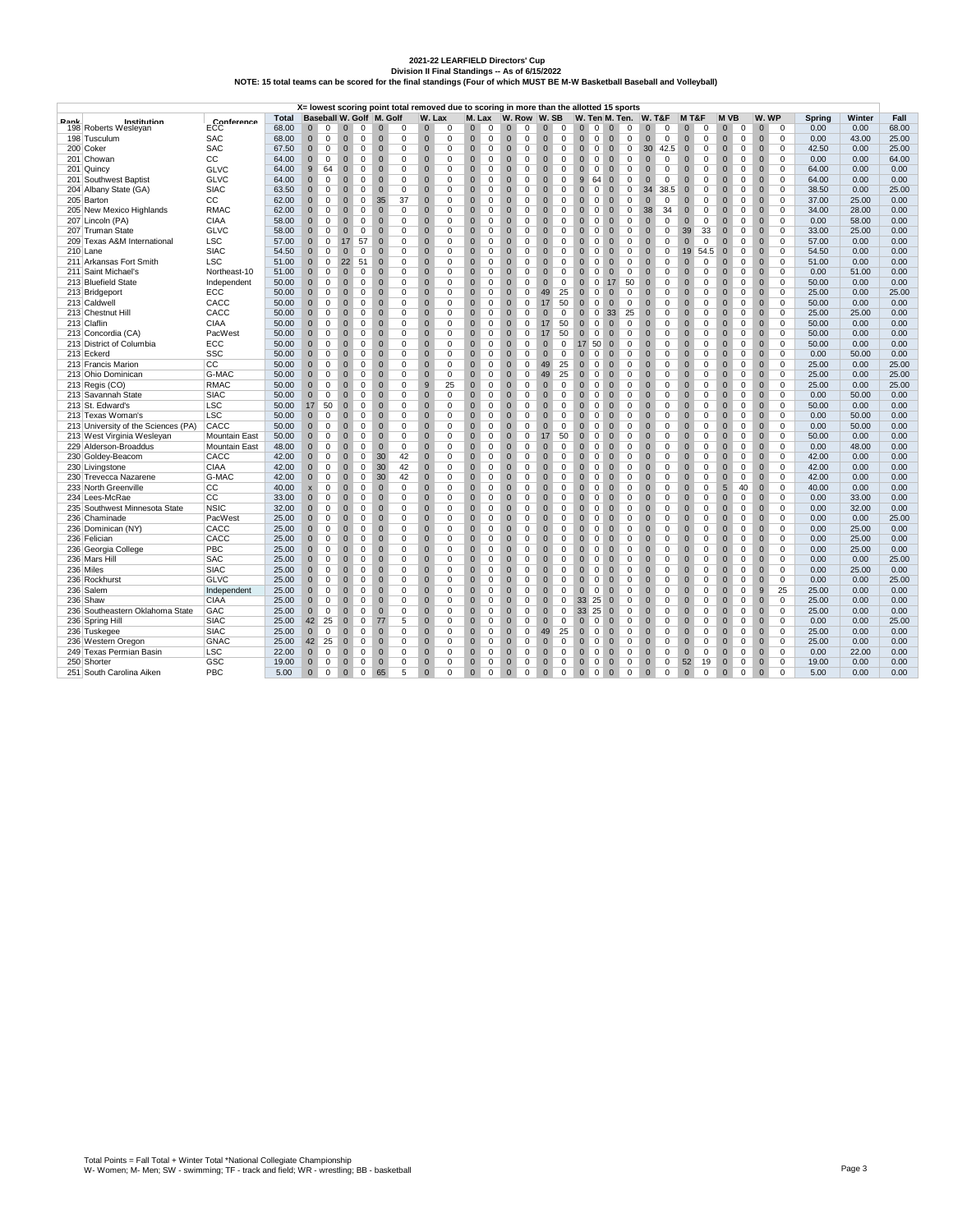**2021-22 LEARFIELD Directors' Cup**
**Division II Final Standings -- As of 6/15/2022**
**NOTE: 15 total teams can be scored for the final standings (Four of which MUST BE M-W Basketball Baseball and Volleyball)**

X= lowest scoring point total removed due to scoring in more than the allotted 15 sports

| Rank | Institution | Conference | Total | Baseball | | W. Golf | | M. Golf | | W. Lax | | M. Lax | | W. Row | | W. SB | | W. Ten | | M. Ten. | | W. T&F | | M T&F | | M VB | | W. WP | | Spring | Winter | Fall |
|---|---|---|---|---|---|---|---|---|---|---|---|---|---|---|---|---|---|---|---|---|---|---|---|---|---|---|---|---|---|---|---|---|
| 198 | Roberts Wesleyan | ECC | 68.00 | 0 | 0 | 0 | 0 | 0 | 0 | 0 | 0 | 0 | 0 | 0 | 0 | 0 | 0 | 0 | 0 | 0 | 0 | 0 | 0 | 0 | 0 | 0 | 0 | 0 | 0 | 0.00 | 0.00 | 68.00 |
| 198 | Tusculum | SAC | 68.00 | 0 | 0 | 0 | 0 | 0 | 0 | 0 | 0 | 0 | 0 | 0 | 0 | 0 | 0 | 0 | 0 | 0 | 0 | 0 | 0 | 0 | 0 | 0 | 0 | 0 | 0 | 0.00 | 43.00 | 25.00 |
| 200 | Coker | SAC | 67.50 | 0 | 0 | 0 | 0 | 0 | 0 | 0 | 0 | 0 | 0 | 0 | 0 | 0 | 0 | 0 | 0 | 0 | 0 | 30 | 42.5 | 0 | 0 | 0 | 0 | 0 | 0 | 42.50 | 0.00 | 25.00 |
| 201 | Chowan | CC | 64.00 | 0 | 0 | 0 | 0 | 0 | 0 | 0 | 0 | 0 | 0 | 0 | 0 | 0 | 0 | 0 | 0 | 0 | 0 | 0 | 0 | 0 | 0 | 0 | 0 | 0 | 0 | 0.00 | 0.00 | 64.00 |
| 201 | Quincy | GLVC | 64.00 | 9 | 64 | 0 | 0 | 0 | 0 | 0 | 0 | 0 | 0 | 0 | 0 | 0 | 0 | 0 | 0 | 0 | 0 | 0 | 0 | 0 | 0 | 0 | 0 | 0 | 0 | 64.00 | 0.00 | 0.00 |
| 201 | Southwest Baptist | GLVC | 64.00 | 0 | 0 | 0 | 0 | 0 | 0 | 0 | 0 | 0 | 0 | 0 | 0 | 0 | 0 | 9 | 64 | 0 | 0 | 0 | 0 | 0 | 0 | 0 | 0 | 0 | 0 | 64.00 | 0.00 | 0.00 |
| 204 | Albany State (GA) | SIAC | 63.50 | 0 | 0 | 0 | 0 | 0 | 0 | 0 | 0 | 0 | 0 | 0 | 0 | 0 | 0 | 0 | 0 | 0 | 0 | 34 | 38.5 | 0 | 0 | 0 | 0 | 0 | 0 | 38.50 | 0.00 | 25.00 |
| 205 | Barton | CC | 62.00 | 0 | 0 | 0 | 0 | 35 | 37 | 0 | 0 | 0 | 0 | 0 | 0 | 0 | 0 | 0 | 0 | 0 | 0 | 0 | 0 | 0 | 0 | 0 | 0 | 0 | 0 | 37.00 | 25.00 | 0.00 |
| 205 | New Mexico Highlands | RMAC | 62.00 | 0 | 0 | 0 | 0 | 0 | 0 | 0 | 0 | 0 | 0 | 0 | 0 | 0 | 0 | 0 | 0 | 0 | 0 | 38 | 34 | 0 | 0 | 0 | 0 | 0 | 0 | 34.00 | 28.00 | 0.00 |
| 207 | Lincoln (PA) | CIAA | 58.00 | 0 | 0 | 0 | 0 | 0 | 0 | 0 | 0 | 0 | 0 | 0 | 0 | 0 | 0 | 0 | 0 | 0 | 0 | 0 | 0 | 0 | 0 | 0 | 0 | 0 | 0 | 0.00 | 58.00 | 0.00 |
| 207 | Truman State | GLVC | 58.00 | 0 | 0 | 0 | 0 | 0 | 0 | 0 | 0 | 0 | 0 | 0 | 0 | 0 | 0 | 0 | 0 | 0 | 0 | 0 | 0 | 39 | 33 | 0 | 0 | 0 | 0 | 33.00 | 25.00 | 0.00 |
| 209 | Texas A&M International | LSC | 57.00 | 0 | 0 | 17 | 57 | 0 | 0 | 0 | 0 | 0 | 0 | 0 | 0 | 0 | 0 | 0 | 0 | 0 | 0 | 0 | 0 | 0 | 0 | 0 | 0 | 0 | 0 | 57.00 | 0.00 | 0.00 |
| 210 | Lane | SIAC | 54.50 | 0 | 0 | 0 | 0 | 0 | 0 | 0 | 0 | 0 | 0 | 0 | 0 | 0 | 0 | 0 | 0 | 0 | 0 | 0 | 0 | 19 | 54.5 | 0 | 0 | 0 | 0 | 54.50 | 0.00 | 0.00 |
| 211 | Arkansas Fort Smith | LSC | 51.00 | 0 | 0 | 22 | 51 | 0 | 0 | 0 | 0 | 0 | 0 | 0 | 0 | 0 | 0 | 0 | 0 | 0 | 0 | 0 | 0 | 0 | 0 | 0 | 0 | 0 | 0 | 51.00 | 0.00 | 0.00 |
| 211 | Saint Michael's | Northeast-10 | 51.00 | 0 | 0 | 0 | 0 | 0 | 0 | 0 | 0 | 0 | 0 | 0 | 0 | 0 | 0 | 0 | 0 | 0 | 0 | 0 | 0 | 0 | 0 | 0 | 0 | 0 | 0 | 0.00 | 51.00 | 0.00 |
| 213 | Bluefield State | Independent | 50.00 | 0 | 0 | 0 | 0 | 0 | 0 | 0 | 0 | 0 | 0 | 0 | 0 | 0 | 0 | 0 | 0 | 17 | 50 | 0 | 0 | 0 | 0 | 0 | 0 | 0 | 0 | 50.00 | 0.00 | 0.00 |
| 213 | Bridgeport | ECC | 50.00 | 0 | 0 | 0 | 0 | 0 | 0 | 0 | 0 | 0 | 0 | 0 | 0 | 49 | 25 | 0 | 0 | 0 | 0 | 0 | 0 | 0 | 0 | 0 | 0 | 0 | 0 | 25.00 | 0.00 | 25.00 |
| 213 | Caldwell | CACC | 50.00 | 0 | 0 | 0 | 0 | 0 | 0 | 0 | 0 | 0 | 0 | 0 | 0 | 17 | 50 | 0 | 0 | 0 | 0 | 0 | 0 | 0 | 0 | 0 | 0 | 0 | 0 | 50.00 | 0.00 | 0.00 |
| 213 | Chestnut Hill | CACC | 50.00 | 0 | 0 | 0 | 0 | 0 | 0 | 0 | 0 | 0 | 0 | 0 | 0 | 0 | 0 | 0 | 0 | 33 | 25 | 0 | 0 | 0 | 0 | 0 | 0 | 0 | 0 | 25.00 | 25.00 | 0.00 |
| 213 | Claflin | CIAA | 50.00 | 0 | 0 | 0 | 0 | 0 | 0 | 0 | 0 | 0 | 0 | 0 | 0 | 17 | 50 | 0 | 0 | 0 | 0 | 0 | 0 | 0 | 0 | 0 | 0 | 0 | 0 | 50.00 | 0.00 | 0.00 |
| 213 | Concordia (CA) | PacWest | 50.00 | 0 | 0 | 0 | 0 | 0 | 0 | 0 | 0 | 0 | 0 | 0 | 0 | 17 | 50 | 0 | 0 | 0 | 0 | 0 | 0 | 0 | 0 | 0 | 0 | 0 | 0 | 50.00 | 0.00 | 0.00 |
| 213 | District of Columbia | ECC | 50.00 | 0 | 0 | 0 | 0 | 0 | 0 | 0 | 0 | 0 | 0 | 0 | 0 | 0 | 0 | 17 | 50 | 0 | 0 | 0 | 0 | 0 | 0 | 0 | 0 | 0 | 0 | 50.00 | 0.00 | 0.00 |
| 213 | Eckerd | SSC | 50.00 | 0 | 0 | 0 | 0 | 0 | 0 | 0 | 0 | 0 | 0 | 0 | 0 | 0 | 0 | 0 | 0 | 0 | 0 | 0 | 0 | 0 | 0 | 0 | 0 | 0 | 0 | 0.00 | 50.00 | 0.00 |
| 213 | Francis Marion | CC | 50.00 | 0 | 0 | 0 | 0 | 0 | 0 | 0 | 0 | 0 | 0 | 0 | 0 | 49 | 25 | 0 | 0 | 0 | 0 | 0 | 0 | 0 | 0 | 0 | 0 | 0 | 0 | 25.00 | 0.00 | 25.00 |
| 213 | Ohio Dominican | G-MAC | 50.00 | 0 | 0 | 0 | 0 | 0 | 0 | 0 | 0 | 0 | 0 | 0 | 0 | 49 | 25 | 0 | 0 | 0 | 0 | 0 | 0 | 0 | 0 | 0 | 0 | 0 | 0 | 25.00 | 0.00 | 25.00 |
| 213 | Regis (CO) | RMAC | 50.00 | 0 | 0 | 0 | 0 | 0 | 0 | 9 | 25 | 0 | 0 | 0 | 0 | 0 | 0 | 0 | 0 | 0 | 0 | 0 | 0 | 0 | 0 | 0 | 0 | 0 | 0 | 25.00 | 0.00 | 25.00 |
| 213 | Savannah State | SIAC | 50.00 | 0 | 0 | 0 | 0 | 0 | 0 | 0 | 0 | 0 | 0 | 0 | 0 | 0 | 0 | 0 | 0 | 0 | 0 | 0 | 0 | 0 | 0 | 0 | 0 | 0 | 0 | 0.00 | 50.00 | 0.00 |
| 213 | St. Edward's | LSC | 50.00 | 17 | 50 | 0 | 0 | 0 | 0 | 0 | 0 | 0 | 0 | 0 | 0 | 0 | 0 | 0 | 0 | 0 | 0 | 0 | 0 | 0 | 0 | 0 | 0 | 0 | 0 | 50.00 | 0.00 | 0.00 |
| 213 | Texas Woman's | LSC | 50.00 | 0 | 0 | 0 | 0 | 0 | 0 | 0 | 0 | 0 | 0 | 0 | 0 | 0 | 0 | 0 | 0 | 0 | 0 | 0 | 0 | 0 | 0 | 0 | 0 | 0 | 0 | 0.00 | 50.00 | 0.00 |
| 213 | University of the Sciences (PA) | CACC | 50.00 | 0 | 0 | 0 | 0 | 0 | 0 | 0 | 0 | 0 | 0 | 0 | 0 | 0 | 0 | 0 | 0 | 0 | 0 | 0 | 0 | 0 | 0 | 0 | 0 | 0 | 0 | 0.00 | 50.00 | 0.00 |
| 213 | West Virginia Wesleyan | Mountain East | 50.00 | 0 | 0 | 0 | 0 | 0 | 0 | 0 | 0 | 0 | 0 | 0 | 0 | 17 | 50 | 0 | 0 | 0 | 0 | 0 | 0 | 0 | 0 | 0 | 0 | 0 | 0 | 50.00 | 0.00 | 0.00 |
| 229 | Alderson-Broaddus | Mountain East | 48.00 | 0 | 0 | 0 | 0 | 0 | 0 | 0 | 0 | 0 | 0 | 0 | 0 | 0 | 0 | 0 | 0 | 0 | 0 | 0 | 0 | 0 | 0 | 0 | 0 | 0 | 0 | 0.00 | 48.00 | 0.00 |
| 230 | Goldey-Beacom | CACC | 42.00 | 0 | 0 | 0 | 0 | 30 | 42 | 0 | 0 | 0 | 0 | 0 | 0 | 0 | 0 | 0 | 0 | 0 | 0 | 0 | 0 | 0 | 0 | 0 | 0 | 0 | 0 | 42.00 | 0.00 | 0.00 |
| 230 | Livingstone | CIAA | 42.00 | 0 | 0 | 0 | 0 | 30 | 42 | 0 | 0 | 0 | 0 | 0 | 0 | 0 | 0 | 0 | 0 | 0 | 0 | 0 | 0 | 0 | 0 | 0 | 0 | 0 | 0 | 42.00 | 0.00 | 0.00 |
| 230 | Trevecca Nazarene | G-MAC | 42.00 | 0 | 0 | 0 | 0 | 30 | 42 | 0 | 0 | 0 | 0 | 0 | 0 | 0 | 0 | 0 | 0 | 0 | 0 | 0 | 0 | 0 | 0 | 0 | 0 | 0 | 0 | 42.00 | 0.00 | 0.00 |
| 233 | North Greenville | CC | 40.00 | x | 0 | 0 | 0 | 0 | 0 | 0 | 0 | 0 | 0 | 0 | 0 | 0 | 0 | 0 | 0 | 0 | 0 | 0 | 0 | 0 | 0 | 5 | 40 | 0 | 0 | 40.00 | 0.00 | 0.00 |
| 234 | Lees-McRae | CC | 33.00 | 0 | 0 | 0 | 0 | 0 | 0 | 0 | 0 | 0 | 0 | 0 | 0 | 0 | 0 | 0 | 0 | 0 | 0 | 0 | 0 | 0 | 0 | 0 | 0 | 0 | 0 | 0.00 | 33.00 | 0.00 |
| 235 | Southwest Minnesota State | NSIC | 32.00 | 0 | 0 | 0 | 0 | 0 | 0 | 0 | 0 | 0 | 0 | 0 | 0 | 0 | 0 | 0 | 0 | 0 | 0 | 0 | 0 | 0 | 0 | 0 | 0 | 0 | 0 | 0.00 | 32.00 | 0.00 |
| 236 | Chaminade | PacWest | 25.00 | 0 | 0 | 0 | 0 | 0 | 0 | 0 | 0 | 0 | 0 | 0 | 0 | 0 | 0 | 0 | 0 | 0 | 0 | 0 | 0 | 0 | 0 | 0 | 0 | 0 | 0 | 0.00 | 0.00 | 25.00 |
| 236 | Dominican (NY) | CACC | 25.00 | 0 | 0 | 0 | 0 | 0 | 0 | 0 | 0 | 0 | 0 | 0 | 0 | 0 | 0 | 0 | 0 | 0 | 0 | 0 | 0 | 0 | 0 | 0 | 0 | 0 | 0 | 0.00 | 25.00 | 0.00 |
| 236 | Felician | CACC | 25.00 | 0 | 0 | 0 | 0 | 0 | 0 | 0 | 0 | 0 | 0 | 0 | 0 | 0 | 0 | 0 | 0 | 0 | 0 | 0 | 0 | 0 | 0 | 0 | 0 | 0 | 0 | 0.00 | 25.00 | 0.00 |
| 236 | Georgia College | PBC | 25.00 | 0 | 0 | 0 | 0 | 0 | 0 | 0 | 0 | 0 | 0 | 0 | 0 | 0 | 0 | 0 | 0 | 0 | 0 | 0 | 0 | 0 | 0 | 0 | 0 | 0 | 0 | 0.00 | 25.00 | 0.00 |
| 236 | Mars Hill | SAC | 25.00 | 0 | 0 | 0 | 0 | 0 | 0 | 0 | 0 | 0 | 0 | 0 | 0 | 0 | 0 | 0 | 0 | 0 | 0 | 0 | 0 | 0 | 0 | 0 | 0 | 0 | 0 | 0.00 | 0.00 | 25.00 |
| 236 | Miles | SIAC | 25.00 | 0 | 0 | 0 | 0 | 0 | 0 | 0 | 0 | 0 | 0 | 0 | 0 | 0 | 0 | 0 | 0 | 0 | 0 | 0 | 0 | 0 | 0 | 0 | 0 | 0 | 0 | 0.00 | 25.00 | 0.00 |
| 236 | Rockhurst | GLVC | 25.00 | 0 | 0 | 0 | 0 | 0 | 0 | 0 | 0 | 0 | 0 | 0 | 0 | 0 | 0 | 0 | 0 | 0 | 0 | 0 | 0 | 0 | 0 | 0 | 0 | 0 | 0 | 0.00 | 0.00 | 25.00 |
| 236 | Salem | Independent | 25.00 | 0 | 0 | 0 | 0 | 0 | 0 | 0 | 0 | 0 | 0 | 0 | 0 | 0 | 0 | 0 | 0 | 0 | 0 | 0 | 0 | 0 | 0 | 0 | 0 | 9 | 25 | 25.00 | 0.00 | 0.00 |
| 236 | Shaw | CIAA | 25.00 | 0 | 0 | 0 | 0 | 0 | 0 | 0 | 0 | 0 | 0 | 0 | 0 | 0 | 0 | 33 | 25 | 0 | 0 | 0 | 0 | 0 | 0 | 0 | 0 | 0 | 0 | 25.00 | 0.00 | 0.00 |
| 236 | Southeastern Oklahoma State | GAC | 25.00 | 0 | 0 | 0 | 0 | 0 | 0 | 0 | 0 | 0 | 0 | 0 | 0 | 0 | 0 | 33 | 25 | 0 | 0 | 0 | 0 | 0 | 0 | 0 | 0 | 0 | 0 | 25.00 | 0.00 | 0.00 |
| 236 | Spring Hill | SIAC | 25.00 | 42 | 25 | 0 | 0 | 77 | 5 | 0 | 0 | 0 | 0 | 0 | 0 | 0 | 0 | 0 | 0 | 0 | 0 | 0 | 0 | 0 | 0 | 0 | 0 | 0 | 0 | 0.00 | 0.00 | 25.00 |
| 236 | Tuskegee | SIAC | 25.00 | 0 | 0 | 0 | 0 | 0 | 0 | 0 | 0 | 0 | 0 | 0 | 0 | 49 | 25 | 0 | 0 | 0 | 0 | 0 | 0 | 0 | 0 | 0 | 0 | 0 | 0 | 25.00 | 0.00 | 0.00 |
| 236 | Western Oregon | GNAC | 25.00 | 42 | 25 | 0 | 0 | 0 | 0 | 0 | 0 | 0 | 0 | 0 | 0 | 0 | 0 | 0 | 0 | 0 | 0 | 0 | 0 | 0 | 0 | 0 | 0 | 0 | 0 | 25.00 | 0.00 | 0.00 |
| 249 | Texas Permian Basin | LSC | 22.00 | 0 | 0 | 0 | 0 | 0 | 0 | 0 | 0 | 0 | 0 | 0 | 0 | 0 | 0 | 0 | 0 | 0 | 0 | 0 | 0 | 0 | 0 | 0 | 0 | 0 | 0 | 0.00 | 22.00 | 0.00 |
| 250 | Shorter | GSC | 19.00 | 0 | 0 | 0 | 0 | 0 | 0 | 0 | 0 | 0 | 0 | 0 | 0 | 0 | 0 | 0 | 0 | 0 | 0 | 0 | 0 | 52 | 19 | 0 | 0 | 0 | 0 | 19.00 | 0.00 | 0.00 |
| 251 | South Carolina Aiken | PBC | 5.00 | 0 | 0 | 0 | 0 | 65 | 5 | 0 | 0 | 0 | 0 | 0 | 0 | 0 | 0 | 0 | 0 | 0 | 0 | 0 | 0 | 0 | 0 | 0 | 0 | 0 | 0 | 5.00 | 0.00 | 0.00 |

Total Points = Fall Total + Winter Total *National Collegiate Championship
W- Women; M- Men; SW - swimming; TF - track and field; WR - wrestling; BB - basketball